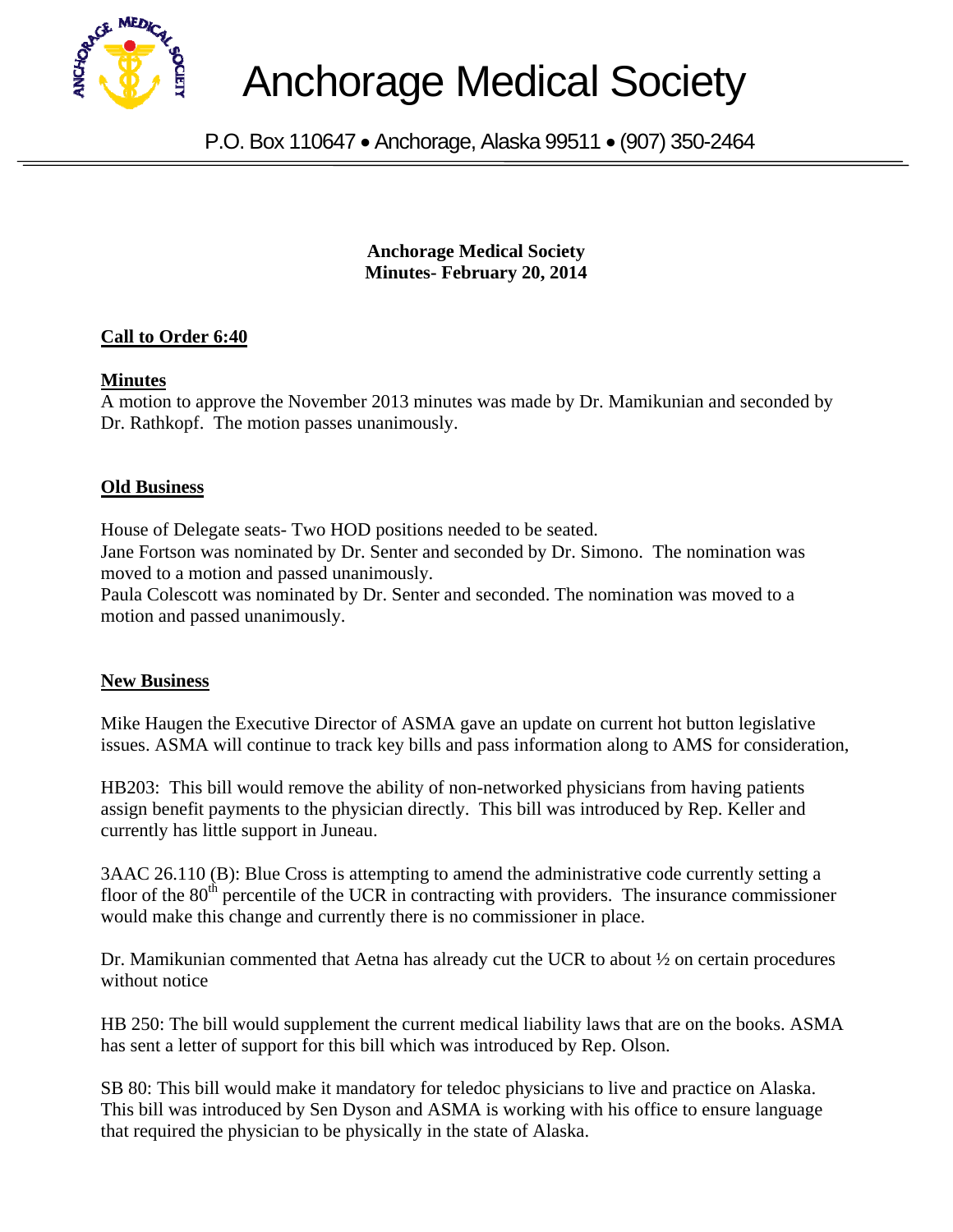# Anchorage Medical Society

P.O. Box 110647 • Anchorage, Alaska 99511 • (907) 350-2464

**Anchorage Medical Society**
**Minutes- February 20, 2014**

**Call to Order 6:40**

**Minutes**

A motion to approve the November 2013 minutes was made by Dr. Mamikunian and seconded by Dr. Rathkopf. The motion passes unanimously.

**Old Business**

House of Delegate seats- Two HOD positions needed to be seated.

Jane Fortson was nominated by Dr. Senter and seconded by Dr. Simono. The nomination was moved to a motion and passed unanimously.

Paula Colescott was nominated by Dr. Senter and seconded. The nomination was moved to a motion and passed unanimously.

**New Business**

Mike Haugen the Executive Director of ASMA gave an update on current hot button legislative issues. ASMA will continue to track key bills and pass information along to AMS for consideration,

HB203: This bill would remove the ability of non-networked physicians from having patients assign benefit payments to the physician directly. This bill was introduced by Rep. Keller and currently has little support in Juneau.

3AAC 26.110 (B): Blue Cross is attempting to amend the administrative code currently setting a floor of the 80$^{th}$ percentile of the UCR in contracting with providers. The insurance commissioner would make this change and currently there is no commissioner in place.

Dr. Mamikunian commented that Aetna has already cut the UCR to about ½ on certain procedures without notice

HB 250: The bill would supplement the current medical liability laws that are on the books. ASMA has sent a letter of support for this bill which was introduced by Rep. Olson.

SB 80: This bill would make it mandatory for teledoc physicians to live and practice on Alaska. This bill was introduced by Sen Dyson and ASMA is working with his office to ensure language that required the physician to be physically in the state of Alaska.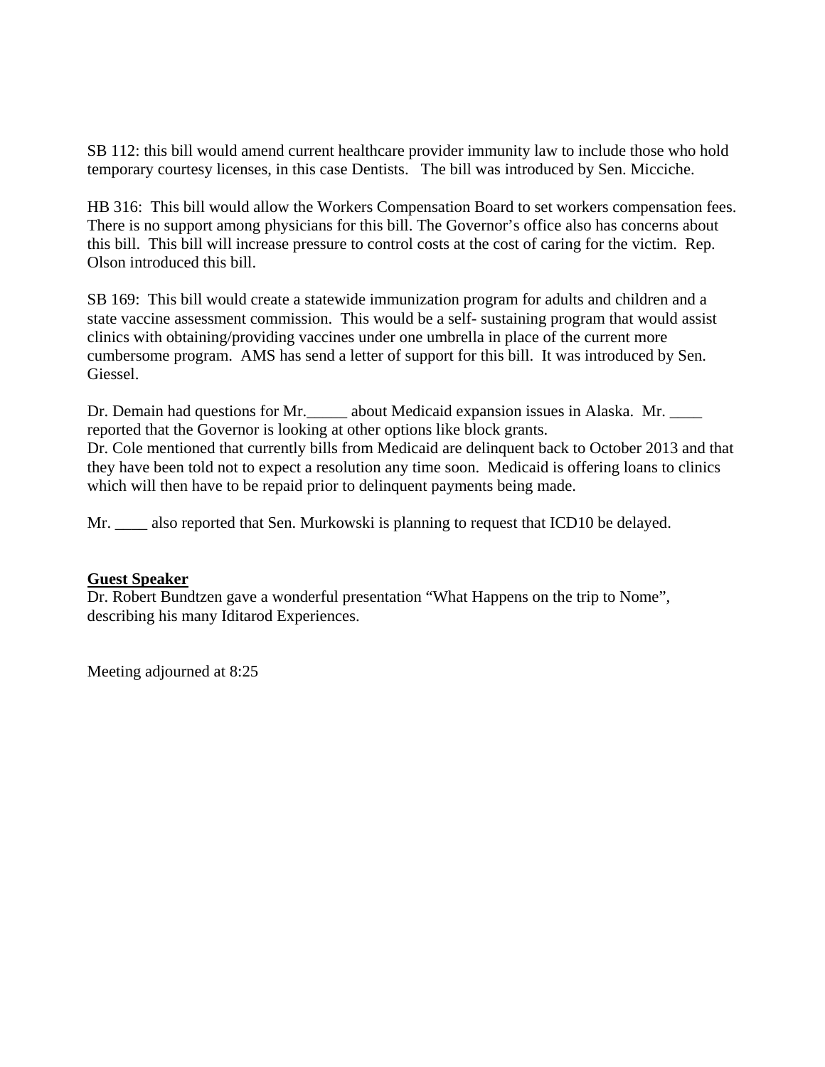SB 112: this bill would amend current healthcare provider immunity law to include those who hold temporary courtesy licenses, in this case Dentists.   The bill was introduced by Sen. Micciche.

HB 316:  This bill would allow the Workers Compensation Board to set workers compensation fees.  There is no support among physicians for this bill. The Governor's office also has concerns about this bill.  This bill will increase pressure to control costs at the cost of caring for the victim.  Rep. Olson introduced this bill.

SB 169:  This bill would create a statewide immunization program for adults and children and a state vaccine assessment commission.  This would be a self- sustaining program that would assist clinics with obtaining/providing vaccines under one umbrella in place of the current more cumbersome program.  AMS has send a letter of support for this bill.  It was introduced by Sen. Giessel.

Dr. Demain had questions for Mr._____ about Medicaid expansion issues in Alaska.  Mr. ____ reported that the Governor is looking at other options like block grants.
Dr. Cole mentioned that currently bills from Medicaid are delinquent back to October 2013 and that they have been told not to expect a resolution any time soon.  Medicaid is offering loans to clinics which will then have to be repaid prior to delinquent payments being made.

Mr. ____ also reported that Sen. Murkowski is planning to request that ICD10 be delayed.

**<u>Guest Speaker</u>**
Dr. Robert Bundtzen gave a wonderful presentation "What Happens on the trip to Nome", describing his many Iditarod Experiences.

Meeting adjourned at 8:25